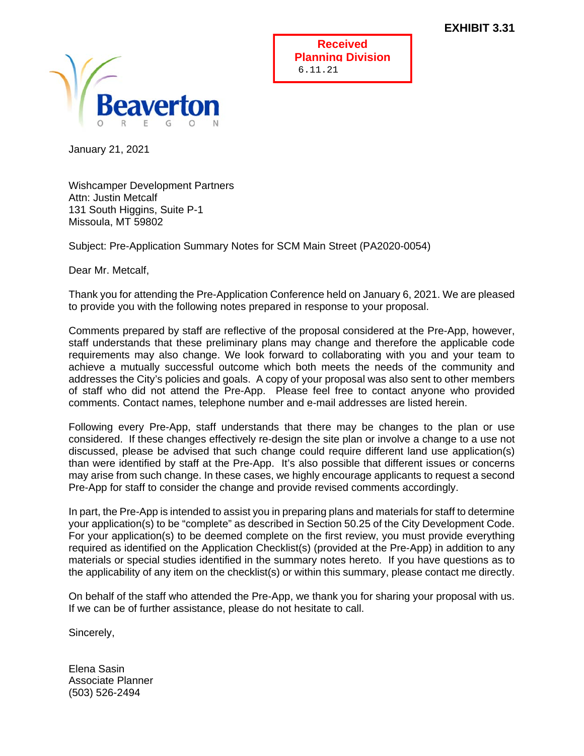**EXHIBIT 3.31**

Received
Planning Division
6.11.21

Beaverton
OREGON

January 21, 2021

Wishcamper Development Partners
Attn: Justin Metcalf
131 South Higgins, Suite P-1
Missoula, MT 59802

Subject: Pre-Application Summary Notes for SCM Main Street (PA2020-0054)

Dear Mr. Metcalf,

Thank you for attending the Pre-Application Conference held on January 6, 2021. We are pleased to provide you with the following notes prepared in response to your proposal.

Comments prepared by staff are reflective of the proposal considered at the Pre-App, however, staff understands that these preliminary plans may change and therefore the applicable code requirements may also change. We look forward to collaborating with you and your team to achieve a mutually successful outcome which both meets the needs of the community and addresses the City's policies and goals. A copy of your proposal was also sent to other members of staff who did not attend the Pre-App. Please feel free to contact anyone who provided comments. Contact names, telephone number and e-mail addresses are listed herein.

Following every Pre-App, staff understands that there may be changes to the plan or use considered. If these changes effectively re-design the site plan or involve a change to a use not discussed, please be advised that such change could require different land use application(s) than were identified by staff at the Pre-App. It's also possible that different issues or concerns may arise from such change. In these cases, we highly encourage applicants to request a second Pre-App for staff to consider the change and provide revised comments accordingly.

In part, the Pre-App is intended to assist you in preparing plans and materials for staff to determine your application(s) to be "complete" as described in Section 50.25 of the City Development Code. For your application(s) to be deemed complete on the first review, you must provide everything required as identified on the Application Checklist(s) (provided at the Pre-App) in addition to any materials or special studies identified in the summary notes hereto. If you have questions as to the applicability of any item on the checklist(s) or within this summary, please contact me directly.

On behalf of the staff who attended the Pre-App, we thank you for sharing your proposal with us. If we can be of further assistance, please do not hesitate to call.

Sincerely,

Elena Sasin
Associate Planner
(503) 526-2494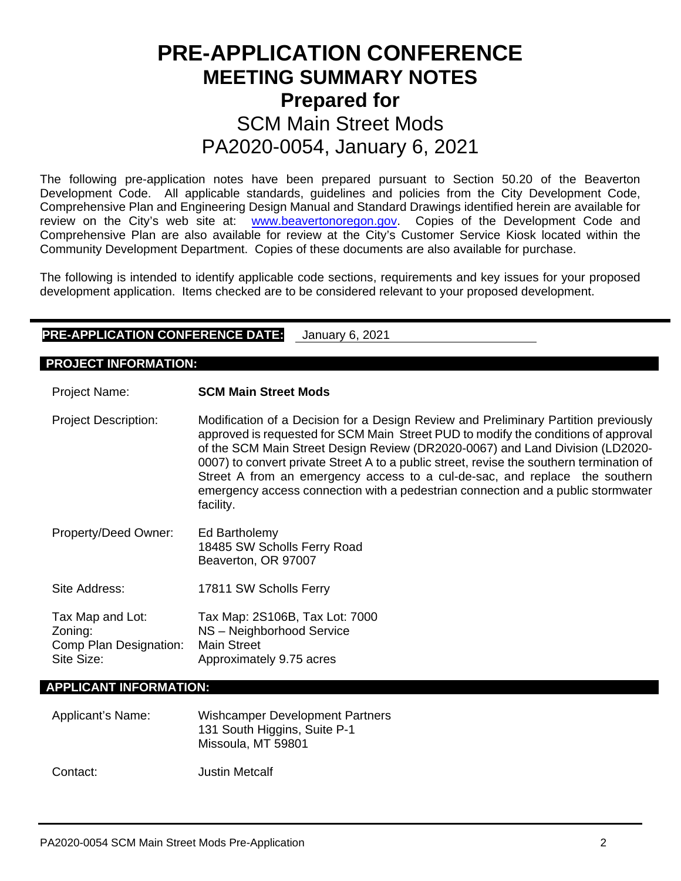# PRE-APPLICATION CONFERENCE
## MEETING SUMMARY NOTES
## Prepared for
## SCM Main Street Mods
## PA2020-0054, January 6, 2021

The following pre-application notes have been prepared pursuant to Section 50.20 of the Beaverton Development Code. All applicable standards, guidelines and policies from the City Development Code, Comprehensive Plan and Engineering Design Manual and Standard Drawings identified herein are available for review on the City's web site at: www.beavertonoregon.gov. Copies of the Development Code and Comprehensive Plan are also available for review at the City's Customer Service Kiosk located within the Community Development Department. Copies of these documents are also available for purchase.

The following is intended to identify applicable code sections, requirements and key issues for your proposed development application. Items checked are to be considered relevant to your proposed development.

**PRE-APPLICATION CONFERENCE DATE:** January 6, 2021

**PROJECT INFORMATION:**

Project Name: **SCM Main Street Mods**

Project Description: Modification of a Decision for a Design Review and Preliminary Partition previously approved is requested for SCM Main Street PUD to modify the conditions of approval of the SCM Main Street Design Review (DR2020-0067) and Land Division (LD2020-0007) to convert private Street A to a public street, revise the southern termination of Street A from an emergency access to a cul-de-sac, and replace the southern emergency access connection with a pedestrian connection and a public stormwater facility.

Property/Deed Owner: Ed Bartholemy
18485 SW Scholls Ferry Road
Beaverton, OR 97007

Site Address: 17811 SW Scholls Ferry

Tax Map and Lot: Tax Map: 2S106B, Tax Lot: 7000
Zoning: NS – Neighborhood Service
Comp Plan Designation: Main Street
Site Size: Approximately 9.75 acres

**APPLICANT INFORMATION:**

Applicant's Name: Wishcamper Development Partners
131 South Higgins, Suite P-1
Missoula, MT 59801

Contact: Justin Metcalf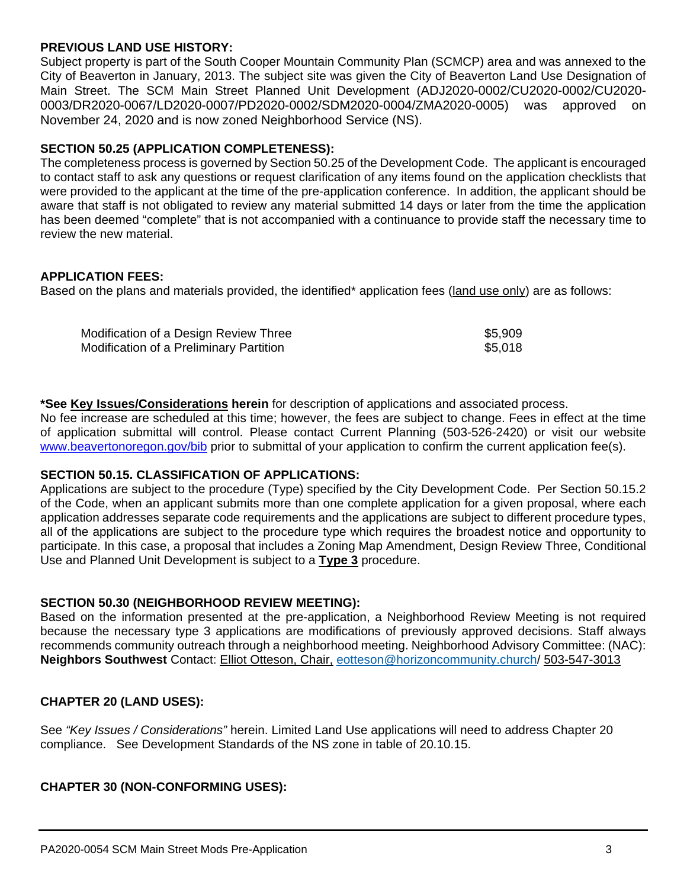**PREVIOUS LAND USE HISTORY:**
Subject property is part of the South Cooper Mountain Community Plan (SCMCP) area and was annexed to the City of Beaverton in January, 2013. The subject site was given the City of Beaverton Land Use Designation of Main Street. The SCM Main Street Planned Unit Development (ADJ2020-0002/CU2020-0002/CU2020-0003/DR2020-0067/LD2020-0007/PD2020-0002/SDM2020-0004/ZMA2020-0005) was approved on November 24, 2020 and is now zoned Neighborhood Service (NS).

**SECTION 50.25 (APPLICATION COMPLETENESS):**
The completeness process is governed by Section 50.25 of the Development Code. The applicant is encouraged to contact staff to ask any questions or request clarification of any items found on the application checklists that were provided to the applicant at the time of the pre-application conference. In addition, the applicant should be aware that staff is not obligated to review any material submitted 14 days or later from the time the application has been deemed "complete" that is not accompanied with a continuance to provide staff the necessary time to review the new material.

**APPLICATION FEES:**
Based on the plans and materials provided, the identified* application fees (land use only) are as follows:

| | |
|---|---|
| Modification of a Design Review Three | $5,909 |
| Modification of a Preliminary Partition | $5,018 |

**\*See Key Issues/Considerations herein** for description of applications and associated process.
No fee increase are scheduled at this time; however, the fees are subject to change. Fees in effect at the time of application submittal will control. Please contact Current Planning (503-526-2420) or visit our website www.beavertonoregon.gov/bib prior to submittal of your application to confirm the current application fee(s).

**SECTION 50.15. CLASSIFICATION OF APPLICATIONS:**
Applications are subject to the procedure (Type) specified by the City Development Code. Per Section 50.15.2 of the Code, when an applicant submits more than one complete application for a given proposal, where each application addresses separate code requirements and the applications are subject to different procedure types, all of the applications are subject to the procedure type which requires the broadest notice and opportunity to participate. In this case, a proposal that includes a Zoning Map Amendment, Design Review Three, Conditional Use and Planned Unit Development is subject to a **Type 3** procedure.

**SECTION 50.30 (NEIGHBORHOOD REVIEW MEETING):**
Based on the information presented at the pre-application, a Neighborhood Review Meeting is not required because the necessary type 3 applications are modifications of previously approved decisions. Staff always recommends community outreach through a neighborhood meeting. Neighborhood Advisory Committee: (NAC): **Neighbors Southwest** Contact: Elliot Otteson, Chair, eotteson@horizoncommunity.church/ 503-547-3013

**CHAPTER 20 (LAND USES):**

See *"Key Issues / Considerations"* herein. Limited Land Use applications will need to address Chapter 20 compliance. See Development Standards of the NS zone in table of 20.10.15.

**CHAPTER 30 (NON-CONFORMING USES):**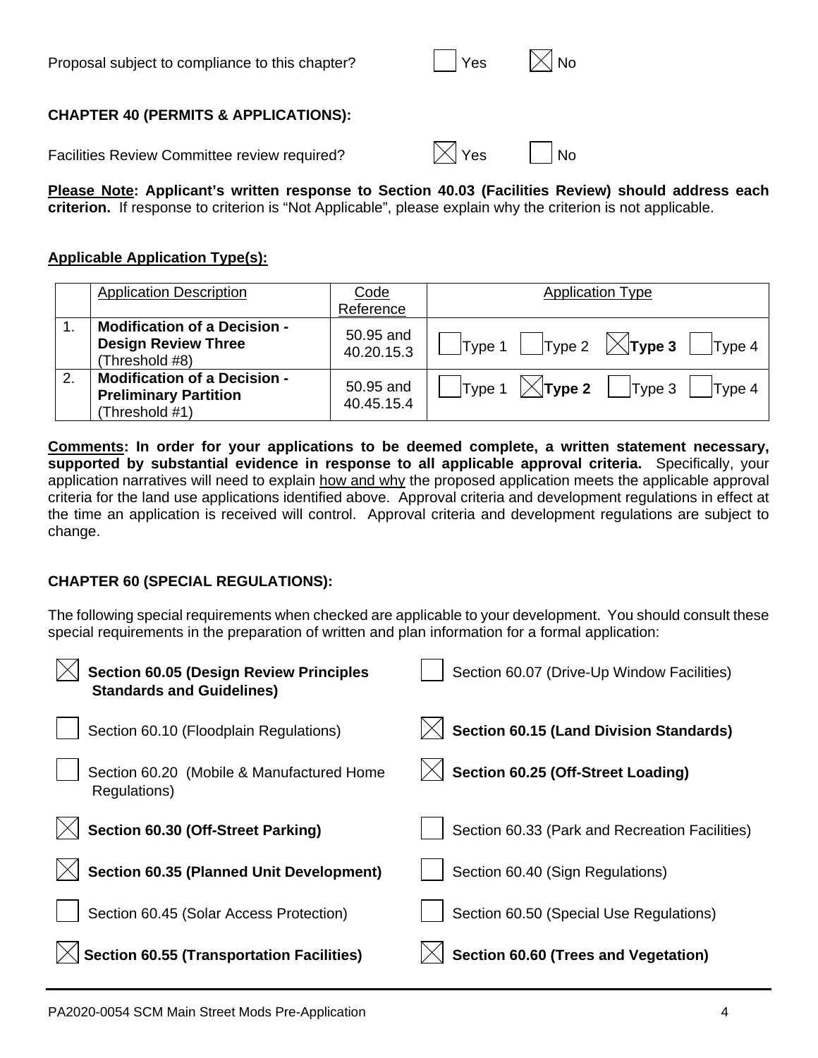Proposal subject to compliance to this chapter? ☐ Yes ☒ No

**CHAPTER 40 (PERMITS & APPLICATIONS):**

Facilities Review Committee review required? ☒ Yes ☐ No

**Please Note: Applicant's written response to Section 40.03 (Facilities Review) should address each criterion.** If response to criterion is "Not Applicable", please explain why the criterion is not applicable.

**Applicable Application Type(s):**

| | Application Description | Code Reference | Application Type |
|---|---|---|---|
| 1. | **Modification of a Decision - Design Review Three** (Threshold #8) | 50.95 and 40.20.15.3 | ☐ Type 1 ☐ Type 2 ☒ **Type 3** ☐ Type 4 |
| 2. | **Modification of a Decision - Preliminary Partition** (Threshold #1) | 50.95 and 40.45.15.4 | ☐ Type 1 ☒ **Type 2** ☐ Type 3 ☐ Type 4 |

**Comments: In order for your applications to be deemed complete, a written statement necessary, supported by substantial evidence in response to all applicable approval criteria.** Specifically, your application narratives will need to explain how and why the proposed application meets the applicable approval criteria for the land use applications identified above. Approval criteria and development regulations in effect at the time an application is received will control. Approval criteria and development regulations are subject to change.

**CHAPTER 60 (SPECIAL REGULATIONS):**

The following special requirements when checked are applicable to your development. You should consult these special requirements in the preparation of written and plan information for a formal application:

- ☒ **Section 60.05 (Design Review Principles Standards and Guidelines)**
- ☐ Section 60.07 (Drive-Up Window Facilities)
- ☐ Section 60.10 (Floodplain Regulations)
- ☒ **Section 60.15 (Land Division Standards)**
- ☐ Section 60.20 (Mobile & Manufactured Home Regulations)
- ☒ **Section 60.25 (Off-Street Loading)**
- ☒ **Section 60.30 (Off-Street Parking)**
- ☐ Section 60.33 (Park and Recreation Facilities)
- ☒ **Section 60.35 (Planned Unit Development)**
- ☐ Section 60.40 (Sign Regulations)
- ☐ Section 60.45 (Solar Access Protection)
- ☐ Section 60.50 (Special Use Regulations)
- ☒ **Section 60.55 (Transportation Facilities)**
- ☒ **Section 60.60 (Trees and Vegetation)**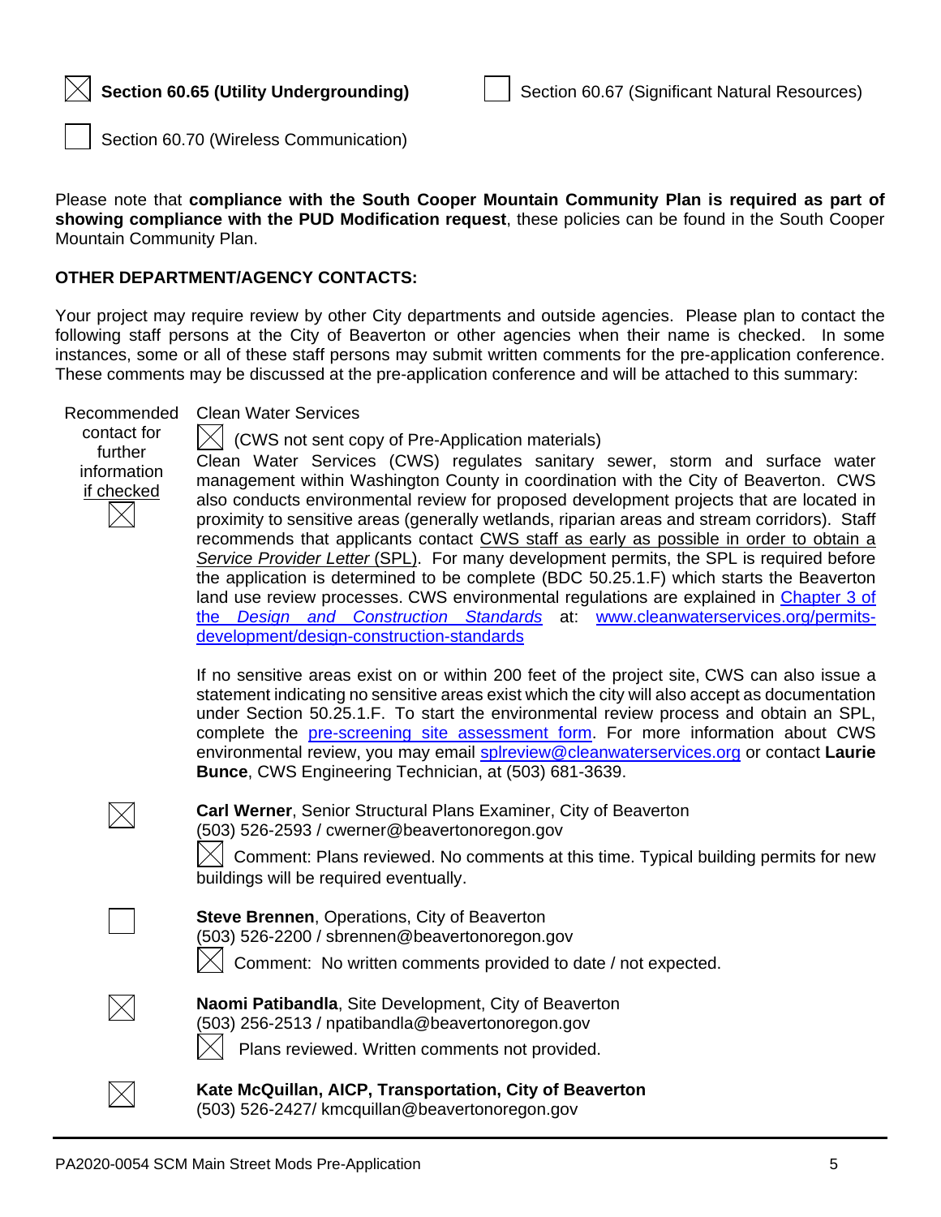☒ **Section 60.65 (Utility Undergrounding)**

☐ Section 60.67 (Significant Natural Resources)

☐ Section 60.70 (Wireless Communication)

Please note that **compliance with the South Cooper Mountain Community Plan is required as part of showing compliance with the PUD Modification request**, these policies can be found in the South Cooper Mountain Community Plan.

**OTHER DEPARTMENT/AGENCY CONTACTS:**

Your project may require review by other City departments and outside agencies. Please plan to contact the following staff persons at the City of Beaverton or other agencies when their name is checked. In some instances, some or all of these staff persons may submit written comments for the pre-application conference. These comments may be discussed at the pre-application conference and will be attached to this summary:

| Recommended contact for further information if checked | |
|---|---|
| ☒ | Clean Water Services<br>☒ (CWS not sent copy of Pre-Application materials)<br>Clean Water Services (CWS) regulates sanitary sewer, storm and surface water management within Washington County in coordination with the City of Beaverton. CWS also conducts environmental review for proposed development projects that are located in proximity to sensitive areas (generally wetlands, riparian areas and stream corridors). Staff recommends that applicants contact CWS staff as early as possible in order to obtain a *Service Provider Letter* (SPL). For many development permits, the SPL is required before the application is determined to be complete (BDC 50.25.1.F) which starts the Beaverton land use review processes. CWS environmental regulations are explained in Chapter 3 of the *Design and Construction Standards* at: www.cleanwaterservices.org/permits-development/design-construction-standards<br><br>If no sensitive areas exist on or within 200 feet of the project site, CWS can also issue a statement indicating no sensitive areas exist which the city will also accept as documentation under Section 50.25.1.F. To start the environmental review process and obtain an SPL, complete the pre-screening site assessment form. For more information about CWS environmental review, you may email splreview@cleanwaterservices.org or contact **Laurie Bunce**, CWS Engineering Technician, at (503) 681-3639. |
| ☒ | **Carl Werner**, Senior Structural Plans Examiner, City of Beaverton<br>(503) 526-2593 / cwerner@beavertonoregon.gov<br>☒ Comment: Plans reviewed. No comments at this time. Typical building permits for new buildings will be required eventually. |
| ☐ | **Steve Brennen**, Operations, City of Beaverton<br>(503) 526-2200 / sbrennen@beavertonoregon.gov<br>☒ Comment: No written comments provided to date / not expected. |
| ☒ | **Naomi Patibandla**, Site Development, City of Beaverton<br>(503) 256-2513 / npatibandla@beavertonoregon.gov<br>☒ Plans reviewed. Written comments not provided. |
| ☒ | **Kate McQuillan, AICP, Transportation, City of Beaverton**<br>(503) 526-2427/ kmcquillan@beavertonoregon.gov |

PA2020-0054 SCM Main Street Mods Pre-Application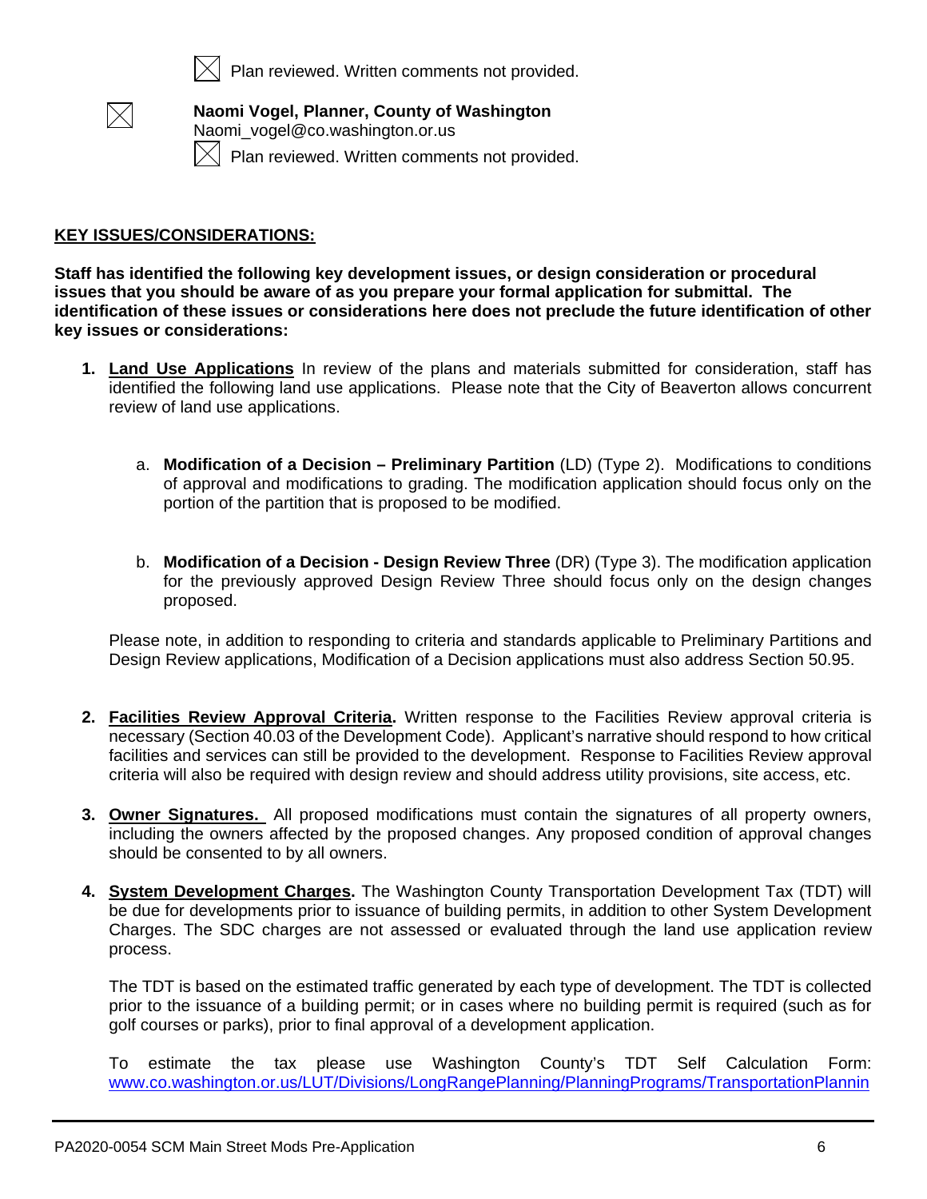☒ Plan reviewed. Written comments not provided.

☒ **Naomi Vogel, Planner, County of Washington**
Naomi_vogel@co.washington.or.us

☒ Plan reviewed. Written comments not provided.

**KEY ISSUES/CONSIDERATIONS:**

**Staff has identified the following key development issues, or design consideration or procedural issues that you should be aware of as you prepare your formal application for submittal. The identification of these issues or considerations here does not preclude the future identification of other key issues or considerations:**

1. **Land Use Applications** In review of the plans and materials submitted for consideration, staff has identified the following land use applications. Please note that the City of Beaverton allows concurrent review of land use applications.

   a. **Modification of a Decision – Preliminary Partition** (LD) (Type 2). Modifications to conditions of approval and modifications to grading. The modification application should focus only on the portion of the partition that is proposed to be modified.

   b. **Modification of a Decision - Design Review Three** (DR) (Type 3). The modification application for the previously approved Design Review Three should focus only on the design changes proposed.

   Please note, in addition to responding to criteria and standards applicable to Preliminary Partitions and Design Review applications, Modification of a Decision applications must also address Section 50.95.

2. **Facilities Review Approval Criteria.** Written response to the Facilities Review approval criteria is necessary (Section 40.03 of the Development Code). Applicant's narrative should respond to how critical facilities and services can still be provided to the development. Response to Facilities Review approval criteria will also be required with design review and should address utility provisions, site access, etc.

3. **Owner Signatures.** All proposed modifications must contain the signatures of all property owners, including the owners affected by the proposed changes. Any proposed condition of approval changes should be consented to by all owners.

4. **System Development Charges.** The Washington County Transportation Development Tax (TDT) will be due for developments prior to issuance of building permits, in addition to other System Development Charges. The SDC charges are not assessed or evaluated through the land use application review process.

   The TDT is based on the estimated traffic generated by each type of development. The TDT is collected prior to the issuance of a building permit; or in cases where no building permit is required (such as for golf courses or parks), prior to final approval of a development application.

   To estimate the tax please use Washington County's TDT Self Calculation Form: www.co.washington.or.us/LUT/Divisions/LongRangePlanning/PlanningPrograms/TransportationPlannin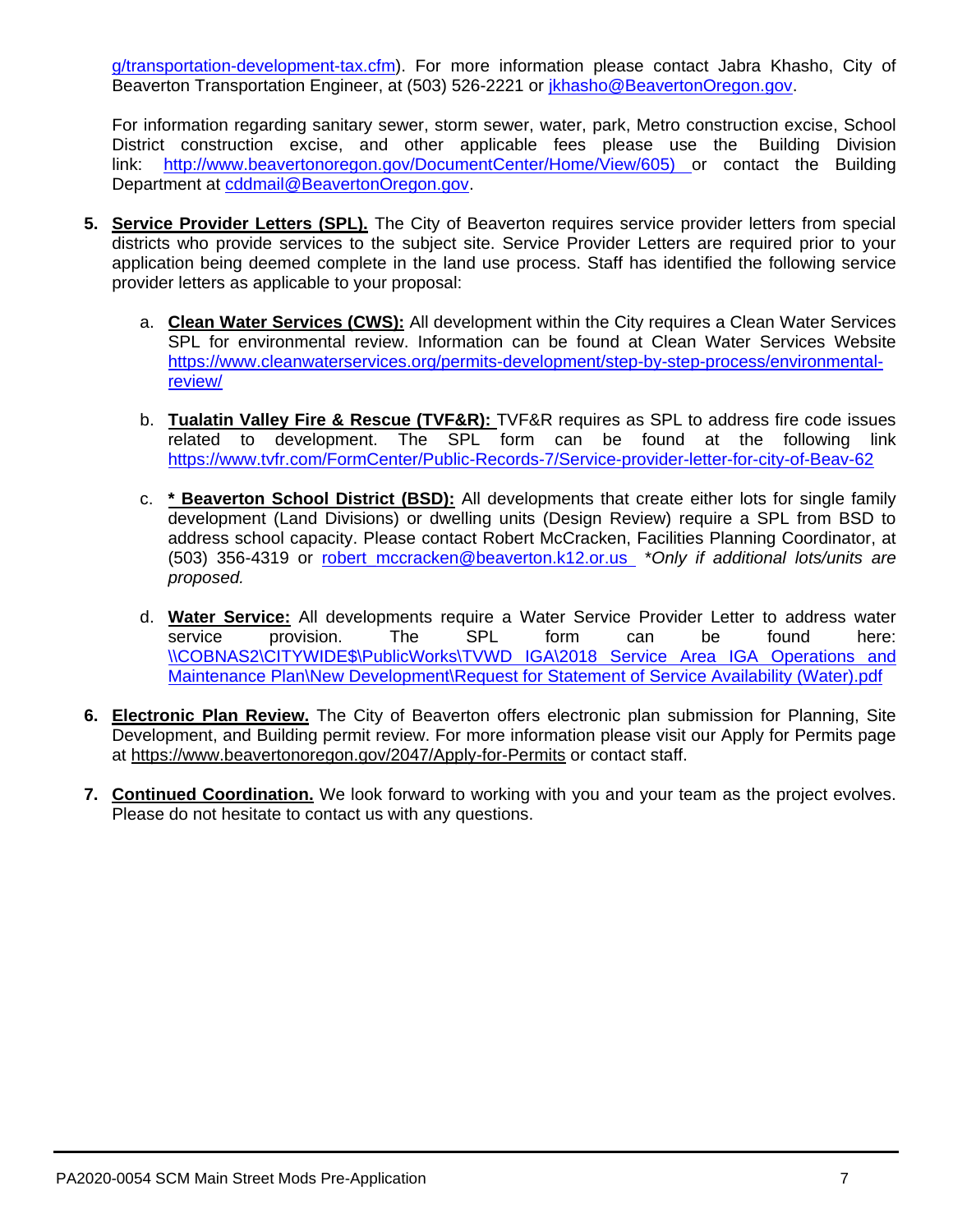g/transportation-development-tax.cfm). For more information please contact Jabra Khasho, City of Beaverton Transportation Engineer, at (503) 526-2221 or jkhasho@BeavertonOregon.gov.

For information regarding sanitary sewer, storm sewer, water, park, Metro construction excise, School District construction excise, and other applicable fees please use the Building Division link: http://www.beavertonoregon.gov/DocumentCenter/Home/View/605) or contact the Building Department at cddmail@BeavertonOregon.gov.

5. **Service Provider Letters (SPL).** The City of Beaverton requires service provider letters from special districts who provide services to the subject site. Service Provider Letters are required prior to your application being deemed complete in the land use process. Staff has identified the following service provider letters as applicable to your proposal:

   a. **Clean Water Services (CWS):** All development within the City requires a Clean Water Services SPL for environmental review. Information can be found at Clean Water Services Website https://www.cleanwaterservices.org/permits-development/step-by-step-process/environmental-review/

   b. **Tualatin Valley Fire & Rescue (TVF&R):** TVF&R requires as SPL to address fire code issues related to development. The SPL form can be found at the following link https://www.tvfr.com/FormCenter/Public-Records-7/Service-provider-letter-for-city-of-Beav-62

   c. **\* Beaverton School District (BSD):** All developments that create either lots for single family development (Land Divisions) or dwelling units (Design Review) require a SPL from BSD to address school capacity. Please contact Robert McCracken, Facilities Planning Coordinator, at (503) 356-4319 or robert_mccracken@beaverton.k12.or.us *\*Only if additional lots/units are proposed.*

   d. **Water Service:** All developments require a Water Service Provider Letter to address water service provision. The SPL form can be found here: \\COBNAS2\CITYWIDE$\PublicWorks\TVWD IGA\2018 Service Area IGA Operations and Maintenance Plan\New Development\Request for Statement of Service Availability (Water).pdf

6. **Electronic Plan Review.** The City of Beaverton offers electronic plan submission for Planning, Site Development, and Building permit review. For more information please visit our Apply for Permits page at https://www.beavertonoregon.gov/2047/Apply-for-Permits or contact staff.

7. **Continued Coordination.** We look forward to working with you and your team as the project evolves. Please do not hesitate to contact us with any questions.